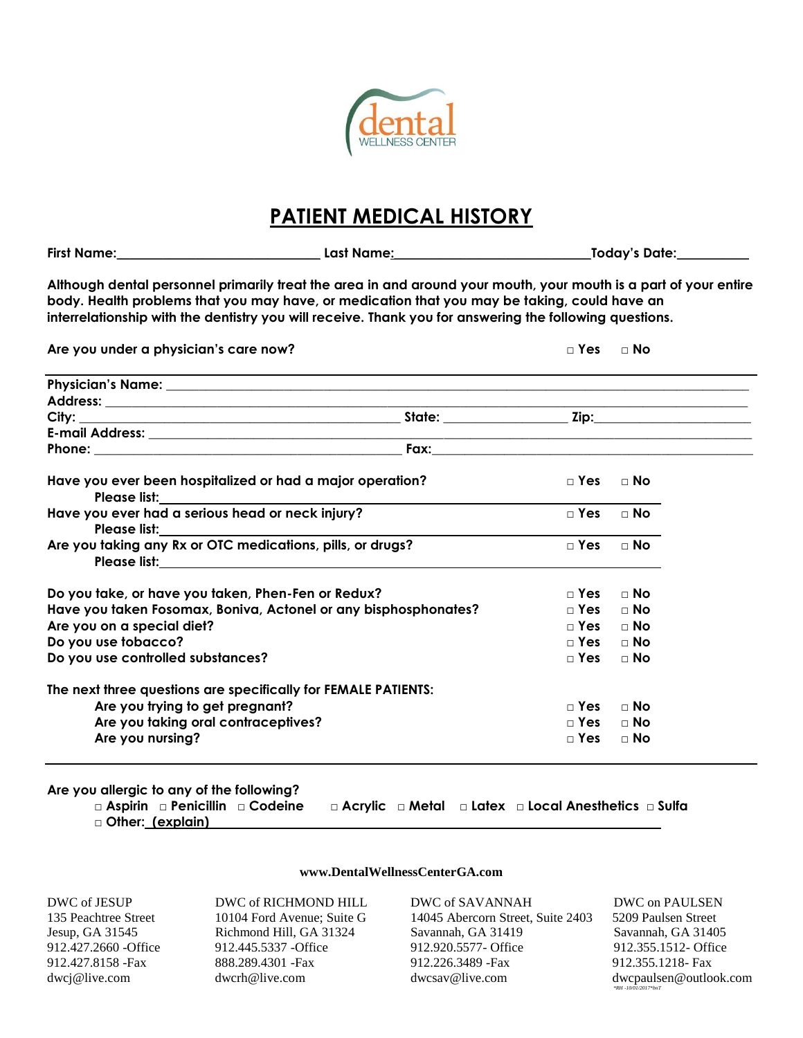dental WELLNESS CENTER

# PATIENT MEDICAL HISTORY

**First Name:______________________________ Last Name:______________________________Today's Date:__________**

**Although dental personnel primarily treat the area in and around your mouth, your mouth is a part of your entire body. Health problems that you may have, or medication that you may be taking, could have an interrelationship with the dentistry you will receive. Thank you for answering the following questions.**

**Are you under a physician's care now?** □ Yes □ No

**Physician's Name:** ______________________________________________________________

**Address:** ______________________________________________________________

**City:** ______________________________ **State:** ________________ **Zip:**______________________

**E-mail Address:** ______________________________________________________________

**Phone:** ______________________________ **Fax:**______________________________

**Have you ever been hospitalized or had a major operation?** □ Yes □ No
**Please list:**______________________________________________

**Have you ever had a serious head or neck injury?** □ Yes □ No
**Please list:**______________________________________________

**Are you taking any Rx or OTC medications, pills, or drugs?** □ Yes □ No
**Please list:**______________________________________________

**Do you take, or have you taken, Phen-Fen or Redux?** □ Yes □ No
**Have you taken Fosomax, Boniva, Actonel or any bisphosphonates?** □ Yes □ No
**Are you on a special diet?** □ Yes □ No
**Do you use tobacco?** □ Yes □ No
**Do you use controlled substances?** □ Yes □ No

**The next three questions are specifically for FEMALE PATIENTS:**
**Are you trying to get pregnant?** □ Yes □ No
**Are you taking oral contraceptives?** □ Yes □ No
**Are you nursing?** □ Yes □ No

**Are you allergic to any of the following?**
**□ Aspirin □ Penicillin □ Codeine □ Acrylic □ Metal □ Latex □ Local Anesthetics □ Sulfa**
**□ Other: (explain)**______________________________________________

**www.DentalWellnessCenterGA.com**

DWC of JESUP
135 Peachtree Street
Jesup, GA 31545
912.427.2660 -Office
912.427.8158 -Fax
dwcj@live.com

DWC of RICHMOND HILL
10104 Ford Avenue; Suite G
Richmond Hill, GA 31324
912.445.5337 -Office
888.289.4301 -Fax
dwcrh@live.com

DWC of SAVANNAH
14045 Abercorn Street, Suite 2403
Savannah, GA 31419
912.920.5577- Office
912.226.3489 -Fax
dwcsav@live.com

DWC on PAULSEN
5209 Paulsen Street
Savannah, GA 31405
912.355.1512- Office
912.355.1218- Fax
dwcpaulsen@outlook.com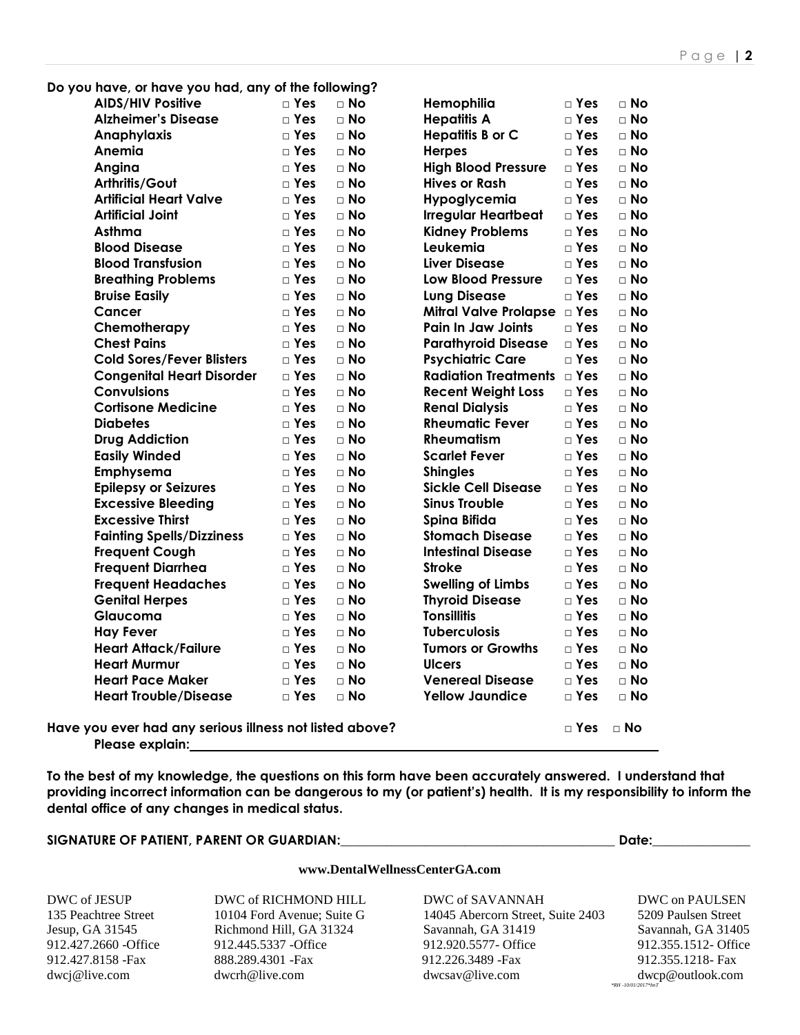**Do you have, or have you had, any of the following?**

| | | | | | |
|---|---|---|---|---|---|
| **AIDS/HIV Positive** | □ Yes | □ No | **Hemophilia** | □ Yes | □ No |
| **Alzheimer's Disease** | □ Yes | □ No | **Hepatitis A** | □ Yes | □ No |
| **Anaphylaxis** | □ Yes | □ No | **Hepatitis B or C** | □ Yes | □ No |
| **Anemia** | □ Yes | □ No | **Herpes** | □ Yes | □ No |
| **Angina** | □ Yes | □ No | **High Blood Pressure** | □ Yes | □ No |
| **Arthritis/Gout** | □ Yes | □ No | **Hives or Rash** | □ Yes | □ No |
| **Artificial Heart Valve** | □ Yes | □ No | **Hypoglycemia** | □ Yes | □ No |
| **Artificial Joint** | □ Yes | □ No | **Irregular Heartbeat** | □ Yes | □ No |
| **Asthma** | □ Yes | □ No | **Kidney Problems** | □ Yes | □ No |
| **Blood Disease** | □ Yes | □ No | **Leukemia** | □ Yes | □ No |
| **Blood Transfusion** | □ Yes | □ No | **Liver Disease** | □ Yes | □ No |
| **Breathing Problems** | □ Yes | □ No | **Low Blood Pressure** | □ Yes | □ No |
| **Bruise Easily** | □ Yes | □ No | **Lung Disease** | □ Yes | □ No |
| **Cancer** | □ Yes | □ No | **Mitral Valve Prolapse** | □ Yes | □ No |
| **Chemotherapy** | □ Yes | □ No | **Pain In Jaw Joints** | □ Yes | □ No |
| **Chest Pains** | □ Yes | □ No | **Parathyroid Disease** | □ Yes | □ No |
| **Cold Sores/Fever Blisters** | □ Yes | □ No | **Psychiatric Care** | □ Yes | □ No |
| **Congenital Heart Disorder** | □ Yes | □ No | **Radiation Treatments** | □ Yes | □ No |
| **Convulsions** | □ Yes | □ No | **Recent Weight Loss** | □ Yes | □ No |
| **Cortisone Medicine** | □ Yes | □ No | **Renal Dialysis** | □ Yes | □ No |
| **Diabetes** | □ Yes | □ No | **Rheumatic Fever** | □ Yes | □ No |
| **Drug Addiction** | □ Yes | □ No | **Rheumatism** | □ Yes | □ No |
| **Easily Winded** | □ Yes | □ No | **Scarlet Fever** | □ Yes | □ No |
| **Emphysema** | □ Yes | □ No | **Shingles** | □ Yes | □ No |
| **Epilepsy or Seizures** | □ Yes | □ No | **Sickle Cell Disease** | □ Yes | □ No |
| **Excessive Bleeding** | □ Yes | □ No | **Sinus Trouble** | □ Yes | □ No |
| **Excessive Thirst** | □ Yes | □ No | **Spina Bifida** | □ Yes | □ No |
| **Fainting Spells/Dizziness** | □ Yes | □ No | **Stomach Disease** | □ Yes | □ No |
| **Frequent Cough** | □ Yes | □ No | **Intestinal Disease** | □ Yes | □ No |
| **Frequent Diarrhea** | □ Yes | □ No | **Stroke** | □ Yes | □ No |
| **Frequent Headaches** | □ Yes | □ No | **Swelling of Limbs** | □ Yes | □ No |
| **Genital Herpes** | □ Yes | □ No | **Thyroid Disease** | □ Yes | □ No |
| **Glaucoma** | □ Yes | □ No | **Tonsillitis** | □ Yes | □ No |
| **Hay Fever** | □ Yes | □ No | **Tuberculosis** | □ Yes | □ No |
| **Heart Attack/Failure** | □ Yes | □ No | **Tumors or Growths** | □ Yes | □ No |
| **Heart Murmur** | □ Yes | □ No | **Ulcers** | □ Yes | □ No |
| **Heart Pace Maker** | □ Yes | □ No | **Venereal Disease** | □ Yes | □ No |
| **Heart Trouble/Disease** | □ Yes | □ No | **Yellow Jaundice** | □ Yes | □ No |

**Have you ever had any serious illness not listed above?** □ Yes □ No

**Please explain:** ____________________________________________

**To the best of my knowledge, the questions on this form have been accurately answered. I understand that providing incorrect information can be dangerous to my (or patient's) health. It is my responsibility to inform the dental office of any changes in medical status.**

**SIGNATURE OF PATIENT, PARENT OR GUARDIAN:**________________________________ **Date:**______________

**www.DentalWellnessCenterGA.com**

| | | | |
|---|---|---|---|
| DWC of JESUP | DWC of RICHMOND HILL | DWC of SAVANNAH | DWC on PAULSEN |
| 135 Peachtree Street | 10104 Ford Avenue; Suite G | 14045 Abercorn Street, Suite 2403 | 5209 Paulsen Street |
| Jesup, GA 31545 | Richmond Hill, GA 31324 | Savannah, GA 31419 | Savannah, GA 31405 |
| 912.427.2660 -Office | 912.445.5337 -Office | 912.920.5577- Office | 912.355.1512- Office |
| 912.427.8158 -Fax | 888.289.4301 -Fax | 912.226.3489 -Fax | 912.355.1218- Fax |
| dwcj@live.com | dwcrh@live.com | dwcsav@live.com | dwcp@outlook.com |

*RH -10/01/2017*bnT